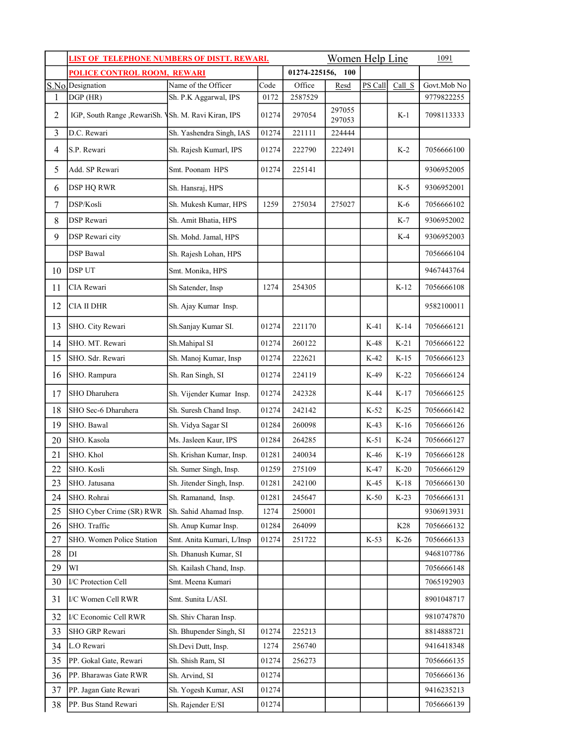| | LIST OF TELEPHONE NUMBERS OF DISTT. REWARI. | | | | | Women Help Line | | 1091 |
|---|---|---|---|---|---|---|---|---|
| | POLICE CONTROL ROOM, REWARI | | | 01274-225156, 100 | | | | |
| S.No. | Designation | Name of the Officer | Code | Office | Resd | PS Call | Call S | Govt.Mob No |
| 1 | DGP (HR) | Sh. P.K Aggarwal, IPS | 0172 | 2587529 | | | | 9779822255 |
| 2 | IGP, South Range ,RewariSh. V | Sh. M. Ravi Kiran, IPS | 01274 | 297054 | 297055 297053 | | K-1 | 7098113333 |
| 3 | D.C. Rewari | Sh. Yashendra Singh, IAS | 01274 | 221111 | 224444 | | | |
| 4 | S.P. Rewari | Sh. Rajesh Kumarl, IPS | 01274 | 222790 | 222491 | | K-2 | 7056666100 |
| 5 | Add. SP Rewari | Smt. Poonam HPS | 01274 | 225141 | | | | 9306952005 |
| 6 | DSP HQ RWR | Sh. Hansraj, HPS | | | | | K-5 | 9306952001 |
| 7 | DSP/Kosli | Sh. Mukesh Kumar, HPS | 1259 | 275034 | 275027 | | K-6 | 7056666102 |
| 8 | DSP Rewari | Sh. Amit Bhatia, HPS | | | | | K-7 | 9306952002 |
| 9 | DSP Rewari city | Sh. Mohd. Jamal, HPS | | | | | K-4 | 9306952003 |
| | DSP Bawal | Sh. Rajesh Lohan, HPS | | | | | | 7056666104 |
| 10 | DSP UT | Smt. Monika, HPS | | | | | | 9467443764 |
| 11 | CIA Rewari | Sh Satender, Insp | 1274 | 254305 | | | K-12 | 7056666108 |
| 12 | CIA II DHR | Sh. Ajay Kumar Insp. | | | | | | 9582100011 |
| 13 | SHO. City Rewari | Sh.Sanjay Kumar SI. | 01274 | 221170 | | K-41 | K-14 | 7056666121 |
| 14 | SHO. MT. Rewari | Sh.Mahipal SI | 01274 | 260122 | | K-48 | K-21 | 7056666122 |
| 15 | SHO. Sdr. Rewari | Sh. Manoj Kumar, Insp | 01274 | 222621 | | K-42 | K-15 | 7056666123 |
| 16 | SHO. Rampura | Sh. Ran Singh, SI | 01274 | 224119 | | K-49 | K-22 | 7056666124 |
| 17 | SHO Dharuhera | Sh. Vijender Kumar Insp. | 01274 | 242328 | | K-44 | K-17 | 7056666125 |
| 18 | SHO Sec-6 Dharuhera | Sh. Suresh Chand Insp. | 01274 | 242142 | | K-52 | K-25 | 7056666142 |
| 19 | SHO. Bawal | Sh. Vidya Sagar SI | 01284 | 260098 | | K-43 | K-16 | 7056666126 |
| 20 | SHO. Kasola | Ms. Jasleen Kaur, IPS | 01284 | 264285 | | K-51 | K-24 | 7056666127 |
| 21 | SHO. Khol | Sh. Krishan Kumar, Insp. | 01281 | 240034 | | K-46 | K-19 | 7056666128 |
| 22 | SHO. Kosli | Sh. Sumer Singh, Insp. | 01259 | 275109 | | K-47 | K-20 | 7056666129 |
| 23 | SHO. Jatusana | Sh. Jitender Singh, Insp. | 01281 | 242100 | | K-45 | K-18 | 7056666130 |
| 24 | SHO. Rohrai | Sh. Ramanand, Insp. | 01281 | 245647 | | K-50 | K-23 | 7056666131 |
| 25 | SHO Cyber Crime (SR) RWR | Sh. Sahid Ahamad Insp. | 1274 | 250001 | | | | 9306913931 |
| 26 | SHO. Traffic | Sh. Anup Kumar Insp. | 01284 | 264099 | | | K28 | 7056666132 |
| 27 | SHO. Women Police Station | Smt. Anita Kumari, L/Insp | 01274 | 251722 | | K-53 | K-26 | 7056666133 |
| 28 | DI | Sh. Dhanush Kumar, SI | | | | | | 9468107786 |
| 29 | WI | Sh. Kailash Chand, Insp. | | | | | | 7056666148 |
| 30 | I/C Protection Cell | Smt. Meena Kumari | | | | | | 7065192903 |
| 31 | I/C Women Cell RWR | Smt. Sunita L/ASI. | | | | | | 8901048717 |
| 32 | I/C Economic Cell RWR | Sh. Shiv Charan Insp. | | | | | | 9810747870 |
| 33 | SHO GRP Rewari | Sh. Bhupender Singh, SI | 01274 | 225213 | | | | 8814888721 |
| 34 | L.O Rewari | Sh.Devi Dutt, Insp. | 1274 | 256740 | | | | 9416418348 |
| 35 | PP. Gokal Gate, Rewari | Sh. Shish Ram, SI | 01274 | 256273 | | | | 7056666135 |
| 36 | PP. Bharawas Gate RWR | Sh. Arvind, SI | 01274 | | | | | 7056666136 |
| 37 | PP. Jagan Gate Rewari | Sh. Yogesh Kumar, ASI | 01274 | | | | | 9416235213 |
| 38 | PP. Bus Stand Rewari | Sh. Rajender E/SI | 01274 | | | | | 7056666139 |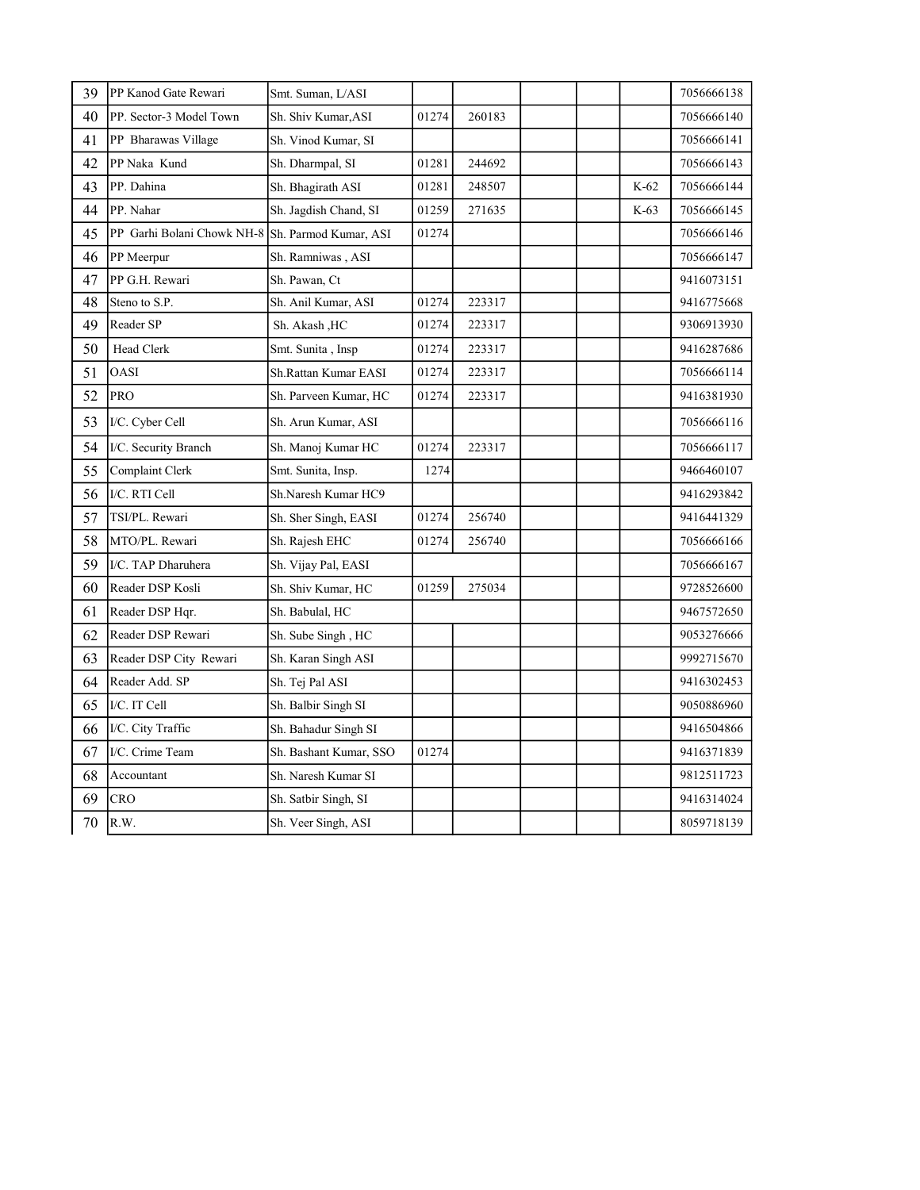| | | | | | | | | |
|---|---|---|---|---|---|---|---|---|
| 39 | PP Kanod Gate Rewari | Smt. Suman, L/ASI | | | | | | 7056666138 |
| 40 | PP. Sector-3 Model Town | Sh. Shiv Kumar,ASI | 01274 | 260183 | | | | 7056666140 |
| 41 | PP Bharawas Village | Sh. Vinod Kumar, SI | | | | | | 7056666141 |
| 42 | PP Naka Kund | Sh. Dharmpal, SI | 01281 | 244692 | | | | 7056666143 |
| 43 | PP. Dahina | Sh. Bhagirath ASI | 01281 | 248507 | | | K-62 | 7056666144 |
| 44 | PP. Nahar | Sh. Jagdish Chand, SI | 01259 | 271635 | | | K-63 | 7056666145 |
| 45 | PP Garhi Bolani Chowk NH-8 | Sh. Parmod Kumar, ASI | 01274 | | | | | 7056666146 |
| 46 | PP Meerpur | Sh. Ramniwas , ASI | | | | | | 7056666147 |
| 47 | PP G.H. Rewari | Sh. Pawan, Ct | | | | | | 9416073151 |
| 48 | Steno to S.P. | Sh. Anil Kumar, ASI | 01274 | 223317 | | | | 9416775668 |
| 49 | Reader SP | Sh. Akash ,HC | 01274 | 223317 | | | | 9306913930 |
| 50 | Head Clerk | Smt. Sunita , Insp | 01274 | 223317 | | | | 9416287686 |
| 51 | OASI | Sh.Rattan Kumar EASI | 01274 | 223317 | | | | 7056666114 |
| 52 | PRO | Sh. Parveen Kumar, HC | 01274 | 223317 | | | | 9416381930 |
| 53 | I/C. Cyber Cell | Sh. Arun Kumar, ASI | | | | | | 7056666116 |
| 54 | I/C. Security Branch | Sh. Manoj Kumar HC | 01274 | 223317 | | | | 7056666117 |
| 55 | Complaint Clerk | Smt. Sunita, Insp. | 1274 | | | | | 9466460107 |
| 56 | I/C. RTI Cell | Sh.Naresh Kumar HC9 | | | | | | 9416293842 |
| 57 | TSI/PL. Rewari | Sh. Sher Singh, EASI | 01274 | 256740 | | | | 9416441329 |
| 58 | MTO/PL. Rewari | Sh. Rajesh EHC | 01274 | 256740 | | | | 7056666166 |
| 59 | I/C. TAP Dharuhera | Sh. Vijay Pal, EASI | | | | | | 7056666167 |
| 60 | Reader DSP Kosli | Sh. Shiv Kumar, HC | 01259 | 275034 | | | | 9728526600 |
| 61 | Reader DSP Hqr. | Sh. Babulal, HC | | | | | | 9467572650 |
| 62 | Reader DSP Rewari | Sh. Sube Singh , HC | | | | | | 9053276666 |
| 63 | Reader DSP City Rewari | Sh. Karan Singh ASI | | | | | | 9992715670 |
| 64 | Reader Add. SP | Sh. Tej Pal ASI | | | | | | 9416302453 |
| 65 | I/C. IT Cell | Sh. Balbir Singh SI | | | | | | 9050886960 |
| 66 | I/C. City Traffic | Sh. Bahadur Singh SI | | | | | | 9416504866 |
| 67 | I/C. Crime Team | Sh. Bashant Kumar, SSO | 01274 | | | | | 9416371839 |
| 68 | Accountant | Sh. Naresh Kumar SI | | | | | | 9812511723 |
| 69 | CRO | Sh. Satbir Singh, SI | | | | | | 9416314024 |
| 70 | R.W. | Sh. Veer Singh, ASI | | | | | | 8059718139 |